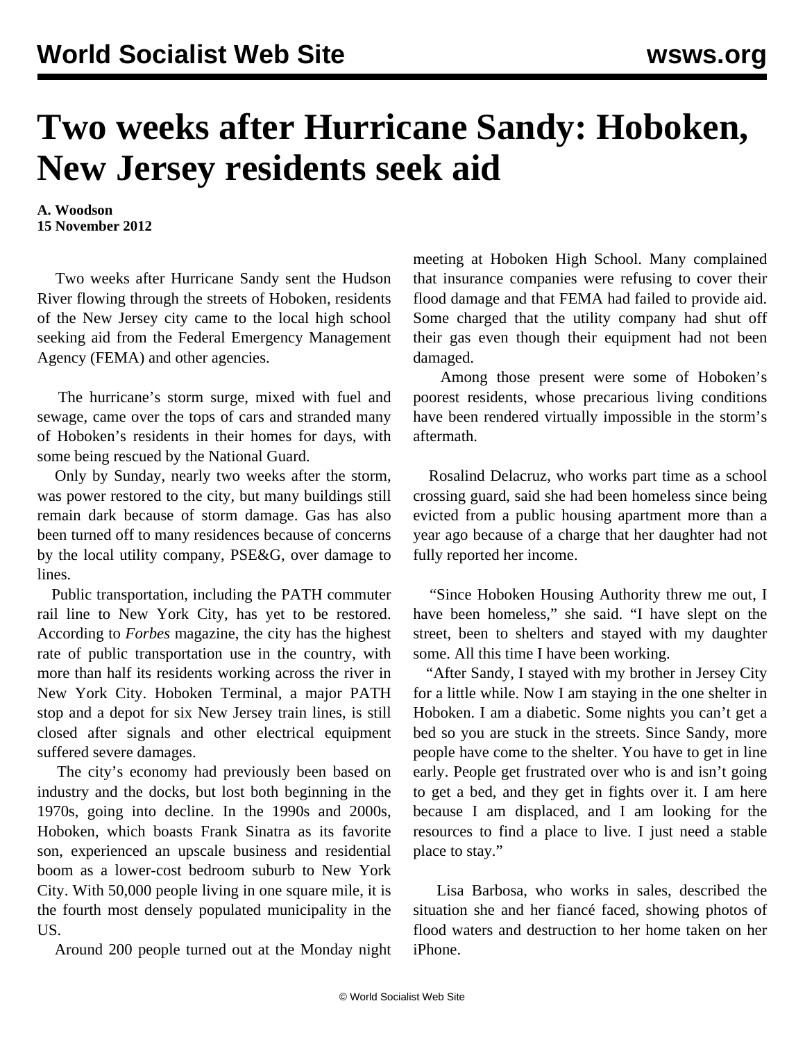# Two weeks after Hurricane Sandy: Hoboken, New Jersey residents seek aid

**A. Woodson**
**15 November 2012**

Two weeks after Hurricane Sandy sent the Hudson River flowing through the streets of Hoboken, residents of the New Jersey city came to the local high school seeking aid from the Federal Emergency Management Agency (FEMA) and other agencies.

The hurricane's storm surge, mixed with fuel and sewage, came over the tops of cars and stranded many of Hoboken's residents in their homes for days, with some being rescued by the National Guard.

Only by Sunday, nearly two weeks after the storm, was power restored to the city, but many buildings still remain dark because of storm damage. Gas has also been turned off to many residences because of concerns by the local utility company, PSE&G, over damage to lines.

Public transportation, including the PATH commuter rail line to New York City, has yet to be restored. According to *Forbes* magazine, the city has the highest rate of public transportation use in the country, with more than half its residents working across the river in New York City. Hoboken Terminal, a major PATH stop and a depot for six New Jersey train lines, is still closed after signals and other electrical equipment suffered severe damages.

The city's economy had previously been based on industry and the docks, but lost both beginning in the 1970s, going into decline. In the 1990s and 2000s, Hoboken, which boasts Frank Sinatra as its favorite son, experienced an upscale business and residential boom as a lower-cost bedroom suburb to New York City. With 50,000 people living in one square mile, it is the fourth most densely populated municipality in the US.

Around 200 people turned out at the Monday night meeting at Hoboken High School. Many complained that insurance companies were refusing to cover their flood damage and that FEMA had failed to provide aid. Some charged that the utility company had shut off their gas even though their equipment had not been damaged.

Among those present were some of Hoboken's poorest residents, whose precarious living conditions have been rendered virtually impossible in the storm's aftermath.

Rosalind Delacruz, who works part time as a school crossing guard, said she had been homeless since being evicted from a public housing apartment more than a year ago because of a charge that her daughter had not fully reported her income.

"Since Hoboken Housing Authority threw me out, I have been homeless," she said. "I have slept on the street, been to shelters and stayed with my daughter some. All this time I have been working.

"After Sandy, I stayed with my brother in Jersey City for a little while. Now I am staying in the one shelter in Hoboken. I am a diabetic. Some nights you can't get a bed so you are stuck in the streets. Since Sandy, more people have come to the shelter. You have to get in line early. People get frustrated over who is and isn't going to get a bed, and they get in fights over it. I am here because I am displaced, and I am looking for the resources to find a place to live. I just need a stable place to stay."

Lisa Barbosa, who works in sales, described the situation she and her fiancé faced, showing photos of flood waters and destruction to her home taken on her iPhone.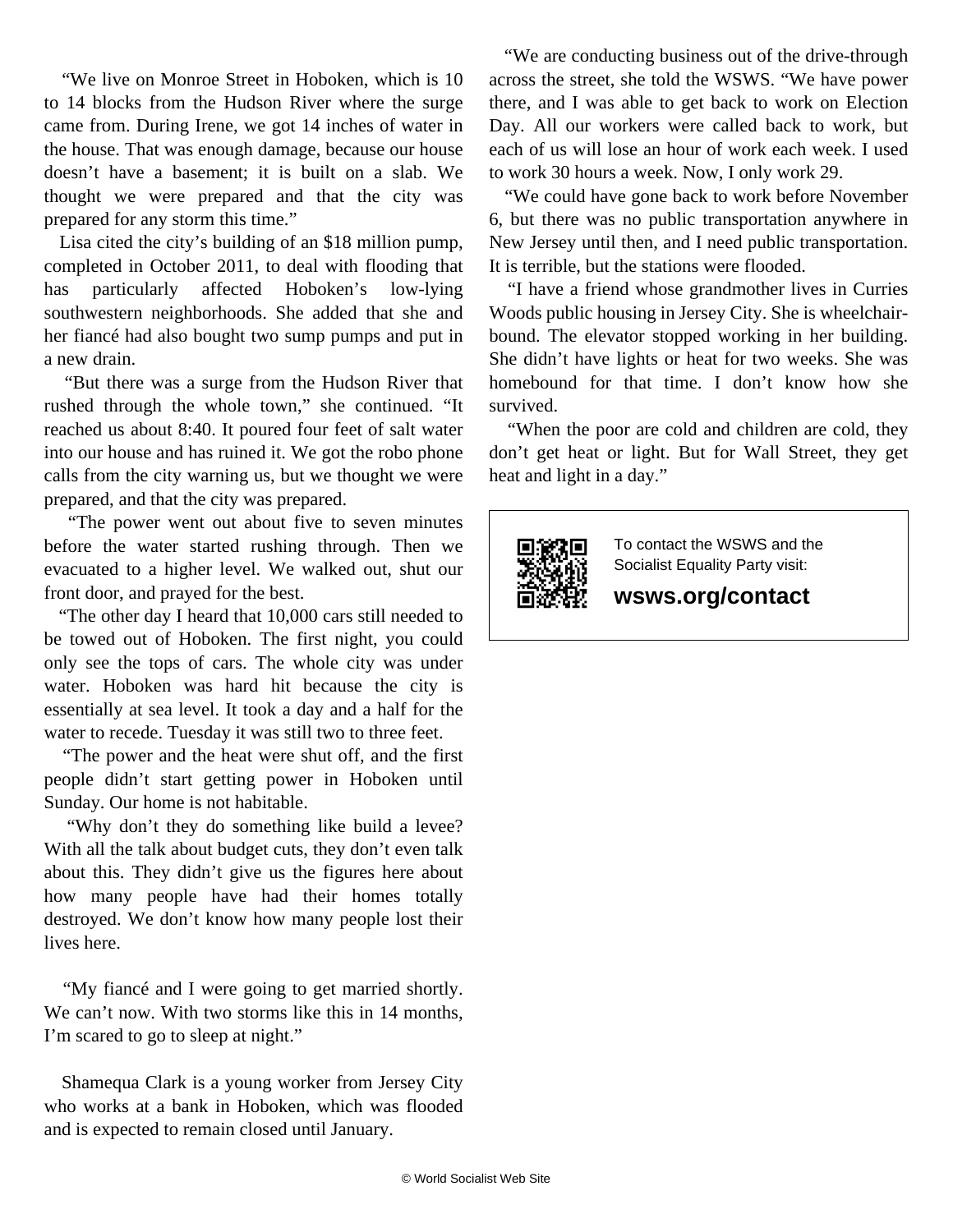"We live on Monroe Street in Hoboken, which is 10 to 14 blocks from the Hudson River where the surge came from. During Irene, we got 14 inches of water in the house. That was enough damage, because our house doesn't have a basement; it is built on a slab. We thought we were prepared and that the city was prepared for any storm this time."

Lisa cited the city's building of an $18 million pump, completed in October 2011, to deal with flooding that has particularly affected Hoboken's low-lying southwestern neighborhoods. She added that she and her fiancé had also bought two sump pumps and put in a new drain.

"But there was a surge from the Hudson River that rushed through the whole town," she continued. "It reached us about 8:40. It poured four feet of salt water into our house and has ruined it. We got the robo phone calls from the city warning us, but we thought we were prepared, and that the city was prepared.

"The power went out about five to seven minutes before the water started rushing through. Then we evacuated to a higher level. We walked out, shut our front door, and prayed for the best.

"The other day I heard that 10,000 cars still needed to be towed out of Hoboken. The first night, you could only see the tops of cars. The whole city was under water. Hoboken was hard hit because the city is essentially at sea level. It took a day and a half for the water to recede. Tuesday it was still two to three feet.

"The power and the heat were shut off, and the first people didn't start getting power in Hoboken until Sunday. Our home is not habitable.

"Why don't they do something like build a levee? With all the talk about budget cuts, they don't even talk about this. They didn't give us the figures here about how many people have had their homes totally destroyed. We don't know how many people lost their lives here.

"My fiancé and I were going to get married shortly. We can't now. With two storms like this in 14 months, I'm scared to go to sleep at night."

Shamequa Clark is a young worker from Jersey City who works at a bank in Hoboken, which was flooded and is expected to remain closed until January.

"We are conducting business out of the drive-through across the street, she told the WSWS. "We have power there, and I was able to get back to work on Election Day. All our workers were called back to work, but each of us will lose an hour of work each week. I used to work 30 hours a week. Now, I only work 29.

"We could have gone back to work before November 6, but there was no public transportation anywhere in New Jersey until then, and I need public transportation. It is terrible, but the stations were flooded.

"I have a friend whose grandmother lives in Curries Woods public housing in Jersey City. She is wheelchair-bound. The elevator stopped working in her building. She didn't have lights or heat for two weeks. She was homebound for that time. I don't know how she survived.

"When the poor are cold and children are cold, they don't get heat or light. But for Wall Street, they get heat and light in a day."

To contact the WSWS and the Socialist Equality Party visit:

**wsws.org/contact**